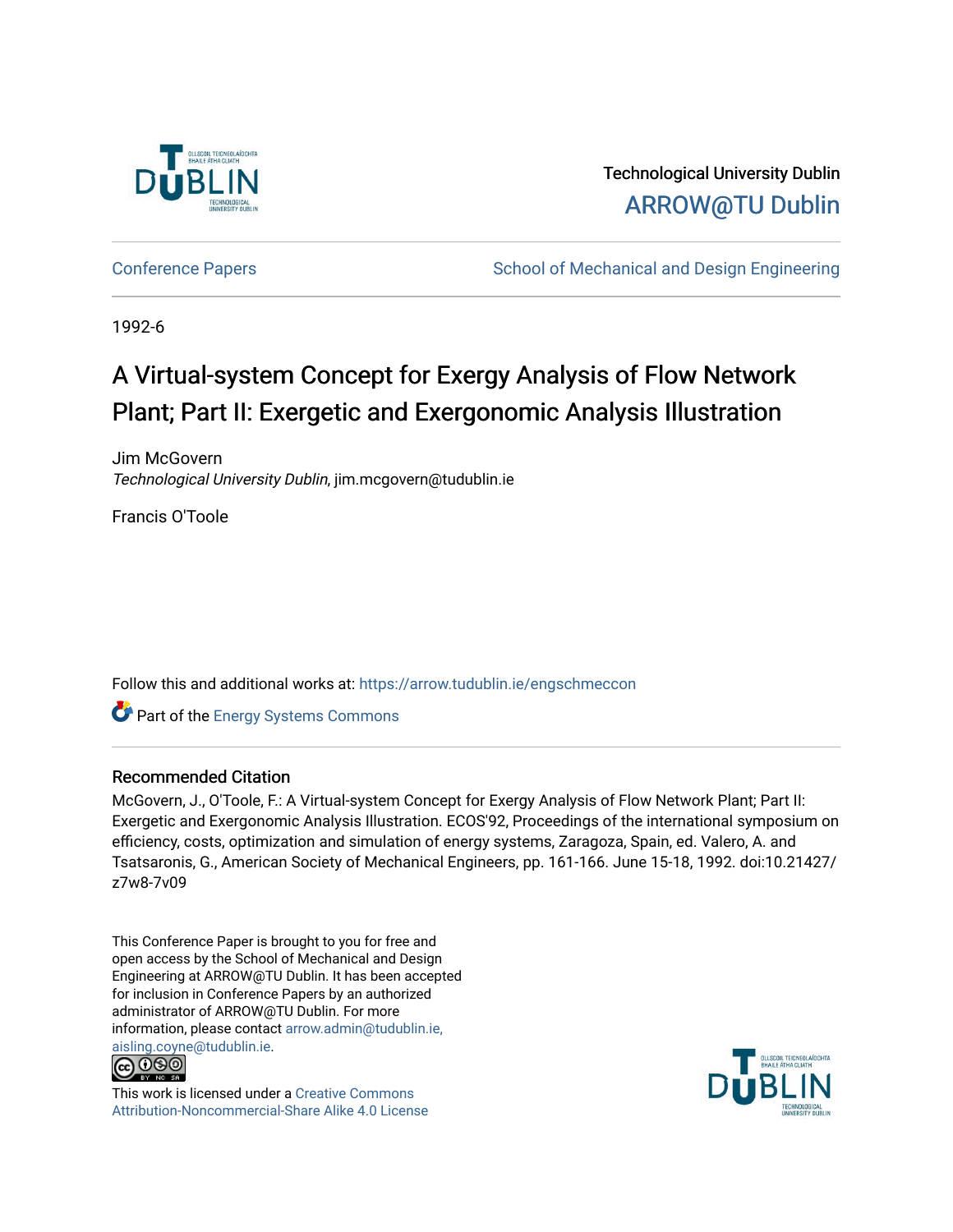Technological University Dublin

ARROW@TU Dublin

Conference Papers

School of Mechanical and Design Engineering

1992-6

# A Virtual-system Concept for Exergy Analysis of Flow Network Plant; Part II: Exergetic and Exergonomic Analysis Illustration

Jim McGovern

*Technological University Dublin*, jim.mcgovern@tudublin.ie

Francis O'Toole

Follow this and additional works at: https://arrow.tudublin.ie/engschmeccon

Part of the Energy Systems Commons

## Recommended Citation

McGovern, J., O'Toole, F.: A Virtual-system Concept for Exergy Analysis of Flow Network Plant; Part II: Exergetic and Exergonomic Analysis Illustration. ECOS'92, Proceedings of the international symposium on efficiency, costs, optimization and simulation of energy systems, Zaragoza, Spain, ed. Valero, A. and Tsatsaronis, G., American Society of Mechanical Engineers, pp. 161-166. June 15-18, 1992. doi:10.21427/z7w8-7v09

This Conference Paper is brought to you for free and open access by the School of Mechanical and Design Engineering at ARROW@TU Dublin. It has been accepted for inclusion in Conference Papers by an authorized administrator of ARROW@TU Dublin. For more information, please contact arrow.admin@tudublin.ie, aisling.coyne@tudublin.ie.

This work is licensed under a Creative Commons Attribution-Noncommercial-Share Alike 4.0 License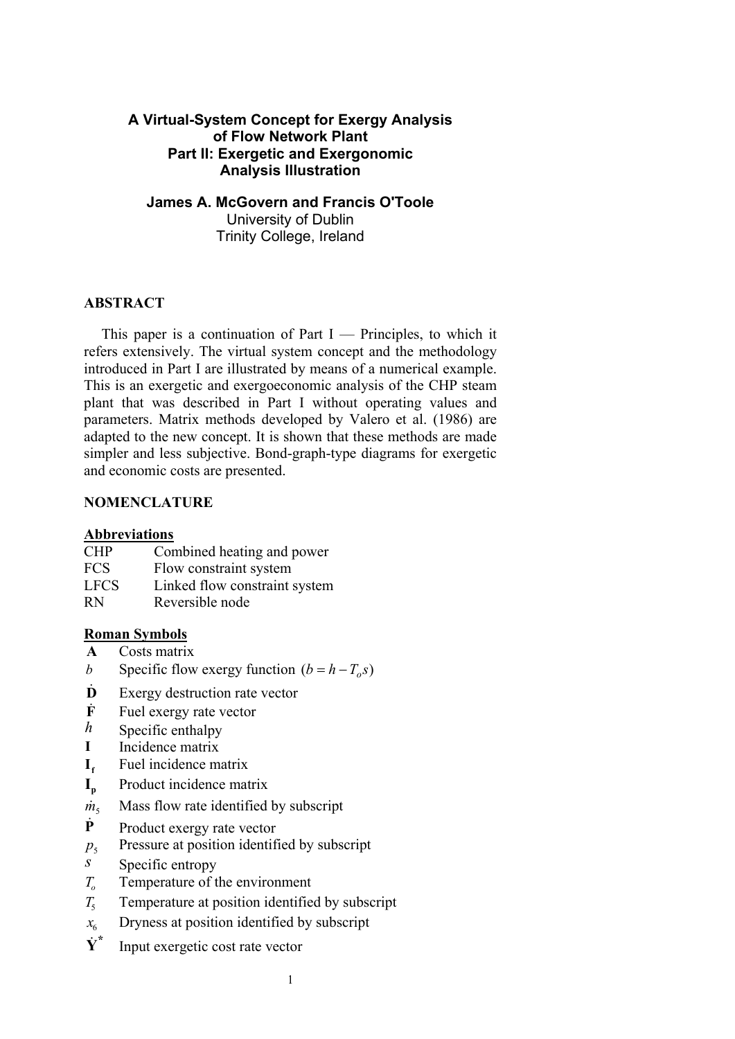## A Virtual-System Concept for Exergy Analysis of Flow Network Plant
## Part II: Exergetic and Exergonomic Analysis Illustration

**James A. McGovern and Francis O'Toole**
University of Dublin
Trinity College, Ireland

### ABSTRACT

This paper is a continuation of Part I — Principles, to which it refers extensively. The virtual system concept and the methodology introduced in Part I are illustrated by means of a numerical example. This is an exergetic and exergoeconomic analysis of the CHP steam plant that was described in Part I without operating values and parameters. Matrix methods developed by Valero et al. (1986) are adapted to the new concept. It is shown that these methods are made simpler and less subjective. Bond-graph-type diagrams for exergetic and economic costs are presented.

### NOMENCLATURE

**Abbreviations**

| | |
|---|---|
| CHP | Combined heating and power |
| FCS | Flow constraint system |
| LFCS | Linked flow constraint system |
| RN | Reversible node |

**Roman Symbols**

| | |
|---|---|
| $\mathbf{A}$ | Costs matrix |
| $b$ | Specific flow exergy function $(b = h - T_o s)$ |
| $\dot{\mathbf{D}}$ | Exergy destruction rate vector |
| $\dot{\mathbf{F}}$ | Fuel exergy rate vector |
| $h$ | Specific enthalpy |
| $\mathbf{I}$ | Incidence matrix |
| $\mathbf{I_f}$ | Fuel incidence matrix |
| $\mathbf{I_p}$ | Product incidence matrix |
| $\dot{m}_5$ | Mass flow rate identified by subscript |
| $\dot{\mathbf{P}}$ | Product exergy rate vector |
| $p_5$ | Pressure at position identified by subscript |
| $s$ | Specific entropy |
| $T_o$ | Temperature of the environment |
| $T_5$ | Temperature at position identified by subscript |
| $x_6$ | Dryness at position identified by subscript |
| $\dot{\mathbf{Y}}^*$ | Input exergetic cost rate vector |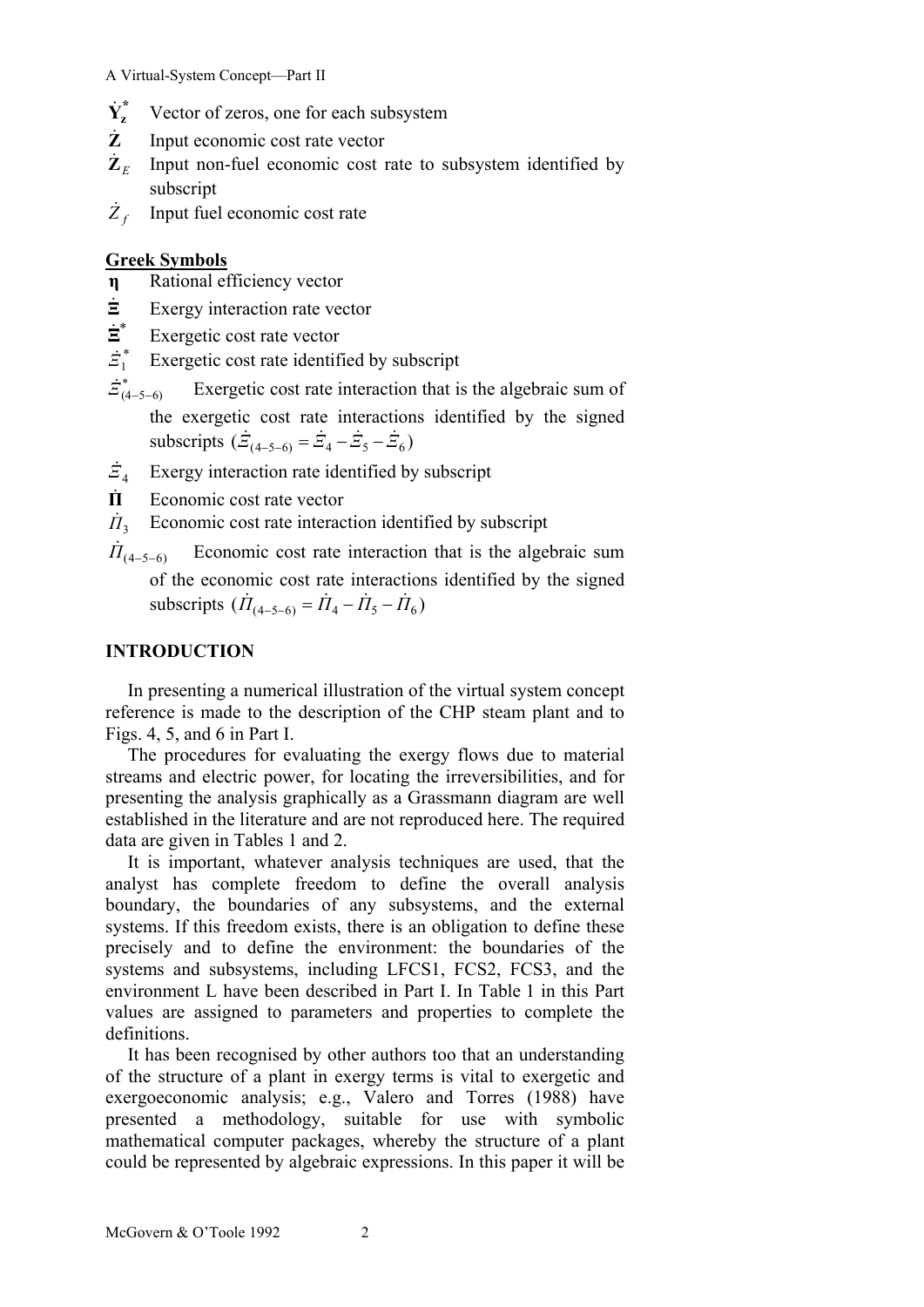$\dot{\mathbf{Y}}_{\mathbf{z}}^{*}$ Vector of zeros, one for each subsystem

$\dot{\mathbf{Z}}$ Input economic cost rate vector

$\dot{\mathbf{Z}}_{E}$ Input non-fuel economic cost rate to subsystem identified by subscript

$\dot{Z}_{f}$ Input fuel economic cost rate

**Greek Symbols**

$\boldsymbol{\eta}$ Rational efficiency vector

$\dot{\boldsymbol{\Xi}}$ Exergy interaction rate vector

$\dot{\boldsymbol{\Xi}}^{*}$ Exergetic cost rate vector

$\dot{\Xi}_{1}^{*}$ Exergetic cost rate identified by subscript

$\dot{\Xi}_{(4-5-6)}^{*}$ Exergetic cost rate interaction that is the algebraic sum of the exergetic cost rate interactions identified by the signed subscripts ($\dot{\Xi}_{(4-5-6)} = \dot{\Xi}_{4} - \dot{\Xi}_{5} - \dot{\Xi}_{6}$)

$\dot{\Xi}_{4}$ Exergy interaction rate identified by subscript

$\dot{\boldsymbol{\Pi}}$ Economic cost rate vector

$\dot{\Pi}_{3}$ Economic cost rate interaction identified by subscript

$\dot{\Pi}_{(4-5-6)}$ Economic cost rate interaction that is the algebraic sum of the economic cost rate interactions identified by the signed subscripts ($\dot{\Pi}_{(4-5-6)} = \dot{\Pi}_{4} - \dot{\Pi}_{5} - \dot{\Pi}_{6}$)

## INTRODUCTION

In presenting a numerical illustration of the virtual system concept reference is made to the description of the CHP steam plant and to Figs. 4, 5, and 6 in Part I.

The procedures for evaluating the exergy flows due to material streams and electric power, for locating the irreversibilities, and for presenting the analysis graphically as a Grassmann diagram are well established in the literature and are not reproduced here. The required data are given in Tables 1 and 2.

It is important, whatever analysis techniques are used, that the analyst has complete freedom to define the overall analysis boundary, the boundaries of any subsystems, and the external systems. If this freedom exists, there is an obligation to define these precisely and to define the environment: the boundaries of the systems and subsystems, including LFCS1, FCS2, FCS3, and the environment L have been described in Part I. In Table 1 in this Part values are assigned to parameters and properties to complete the definitions.

It has been recognised by other authors too that an understanding of the structure of a plant in exergy terms is vital to exergetic and exergoeconomic analysis; e.g., Valero and Torres (1988) have presented a methodology, suitable for use with symbolic mathematical computer packages, whereby the structure of a plant could be represented by algebraic expressions. In this paper it will be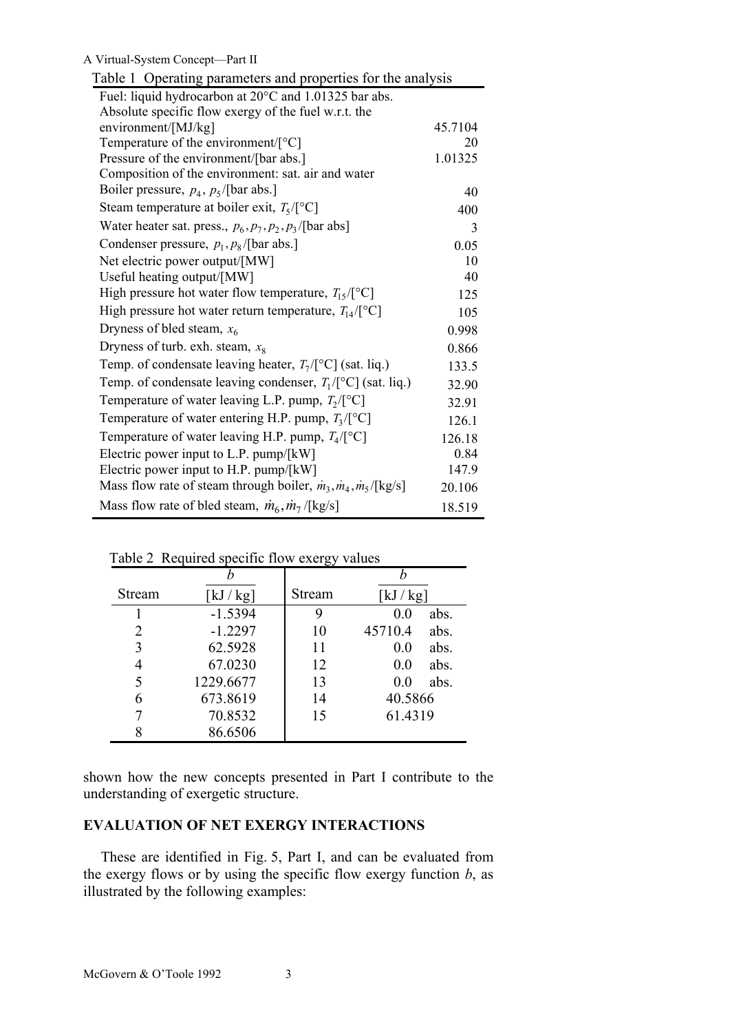Table 1 Operating parameters and properties for the analysis

| Parameter | Value |
|---|---|
| Fuel: liquid hydrocarbon at 20°C and 1.01325 bar abs. | |
| Absolute specific flow exergy of the fuel w.r.t. the environment/[MJ/kg] | 45.7104 |
| Temperature of the environment/[°C] | 20 |
| Pressure of the environment/[bar abs.] | 1.01325 |
| Composition of the environment: sat. air and water | |
| Boiler pressure, $p_4$, $p_5$/[bar abs.] | 40 |
| Steam temperature at boiler exit, $T_5$/[°C] | 400 |
| Water heater sat. press., $p_6, p_7, p_2, p_3$/[bar abs] | 3 |
| Condenser pressure, $p_1, p_8$/[bar abs.] | 0.05 |
| Net electric power output/[MW] | 10 |
| Useful heating output/[MW] | 40 |
| High pressure hot water flow temperature, $T_{15}$/[°C] | 125 |
| High pressure hot water return temperature, $T_{14}$/[°C] | 105 |
| Dryness of bled steam, $x_6$ | 0.998 |
| Dryness of turb. exh. steam, $x_8$ | 0.866 |
| Temp. of condensate leaving heater, $T_7$/[°C] (sat. liq.) | 133.5 |
| Temp. of condensate leaving condenser, $T_1$/[°C] (sat. liq.) | 32.90 |
| Temperature of water leaving L.P. pump, $T_2$/[°C] | 32.91 |
| Temperature of water entering H.P. pump, $T_3$/[°C] | 126.1 |
| Temperature of water leaving H.P. pump, $T_4$/[°C] | 126.18 |
| Electric power input to L.P. pump/[kW] | 0.84 |
| Electric power input to H.P. pump/[kW] | 147.9 |
| Mass flow rate of steam through boiler, $\dot{m}_3, \dot{m}_4, \dot{m}_5$/[kg/s] | 20.106 |
| Mass flow rate of bled steam, $\dot{m}_6, \dot{m}_7$/[kg/s] | 18.519 |

Table 2 Required specific flow exergy values

| Stream | $\frac{b}{[\mathrm{kJ/kg}]}$ | Stream | $\frac{b}{[\mathrm{kJ/kg}]}$ |
|---|---|---|---|
| 1 | -1.5394 | 9 | 0.0 abs. |
| 2 | -1.2297 | 10 | 45710.4 abs. |
| 3 | 62.5928 | 11 | 0.0 abs. |
| 4 | 67.0230 | 12 | 0.0 abs. |
| 5 | 1229.6677 | 13 | 0.0 abs. |
| 6 | 673.8619 | 14 | 40.5866 |
| 7 | 70.8532 | 15 | 61.4319 |
| 8 | 86.6506 | | |

shown how the new concepts presented in Part I contribute to the understanding of exergetic structure.

## EVALUATION OF NET EXERGY INTERACTIONS

These are identified in Fig. 5, Part I, and can be evaluated from the exergy flows or by using the specific flow exergy function $b$, as illustrated by the following examples: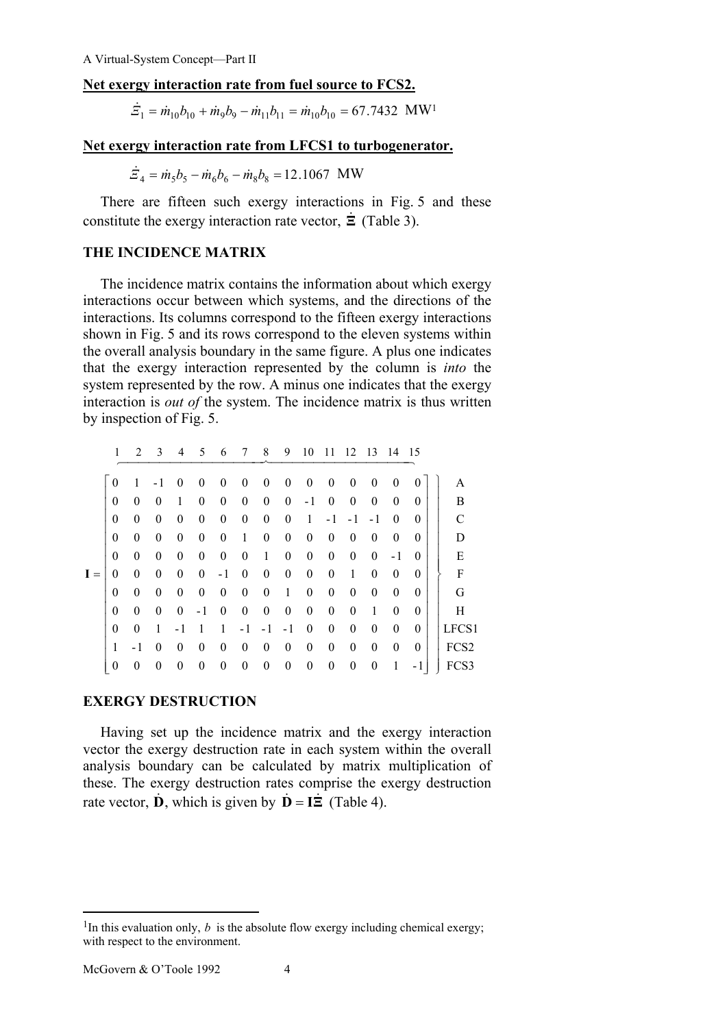**Net exergy interaction rate from fuel source to FCS2.**

$$\dot{\Xi}_1 = \dot{m}_{10}b_{10} + \dot{m}_9 b_9 - \dot{m}_{11}b_{11} = \dot{m}_{10}b_{10} = 67.7432 \text{ MW}^1$$

**Net exergy interaction rate from LFCS1 to turbogenerator.**

$$\dot{\Xi}_4 = \dot{m}_5 b_5 - \dot{m}_6 b_6 - \dot{m}_8 b_8 = 12.1067 \text{ MW}$$

There are fifteen such exergy interactions in Fig. 5 and these constitute the exergy interaction rate vector, $\dot{\mathbf{\Xi}}$ (Table 3).

## THE INCIDENCE MATRIX

The incidence matrix contains the information about which exergy interactions occur between which systems, and the directions of the interactions. Its columns correspond to the fifteen exergy interactions shown in Fig. 5 and its rows correspond to the eleven systems within the overall analysis boundary in the same figure. A plus one indicates that the exergy interaction represented by the column is *into* the system represented by the row. A minus one indicates that the exergy interaction is *out of* the system. The incidence matrix is thus written by inspection of Fig. 5.

$$\mathbf{I} = \begin{bmatrix}
0 & 1 & -1 & 0 & 0 & 0 & 0 & 0 & 0 & 0 & 0 & 0 & 0 & 0 & 0 \\
0 & 0 & 0 & 1 & 0 & 0 & 0 & 0 & 0 & -1 & 0 & 0 & 0 & 0 & 0 \\
0 & 0 & 0 & 0 & 0 & 0 & 0 & 0 & 0 & 1 & -1 & -1 & -1 & 0 & 0 \\
0 & 0 & 0 & 0 & 0 & 0 & 1 & 0 & 0 & 0 & 0 & 0 & 0 & 0 & 0 \\
0 & 0 & 0 & 0 & 0 & 0 & 0 & 1 & 0 & 0 & 0 & 0 & 0 & -1 & 0 \\
0 & 0 & 0 & 0 & 0 & -1 & 0 & 0 & 0 & 0 & 0 & 1 & 0 & 0 & 0 \\
0 & 0 & 0 & 0 & 0 & 0 & 0 & 0 & 1 & 0 & 0 & 0 & 0 & 0 & 0 \\
0 & 0 & 0 & 0 & -1 & 0 & 0 & 0 & 0 & 0 & 0 & 0 & 1 & 0 & 0 \\
0 & 0 & 1 & -1 & 1 & 1 & -1 & -1 & -1 & 0 & 0 & 0 & 0 & 0 & 0 \\
1 & -1 & 0 & 0 & 0 & 0 & 0 & 0 & 0 & 0 & 0 & 0 & 0 & 0 & 0 \\
0 & 0 & 0 & 0 & 0 & 0 & 0 & 0 & 0 & 0 & 0 & 0 & 0 & 1 & -1
\end{bmatrix}
\begin{matrix} \text{A} \\ \text{B} \\ \text{C} \\ \text{D} \\ \text{E} \\ \text{F} \\ \text{G} \\ \text{H} \\ \text{LFCS1} \\ \text{FCS2} \\ \text{FCS3} \end{matrix}$$

(Columns 1–15 correspond to the fifteen exergy interactions.)

## EXERGY DESTRUCTION

Having set up the incidence matrix and the exergy interaction vector the exergy destruction rate in each system within the overall analysis boundary can be calculated by matrix multiplication of these. The exergy destruction rates comprise the exergy destruction rate vector, $\dot{\mathbf{D}}$, which is given by $\dot{\mathbf{D}} = \mathbf{I}\dot{\mathbf{\Xi}}$ (Table 4).

---

[1] In this evaluation only, $b$ is the absolute flow exergy including chemical exergy; with respect to the environment.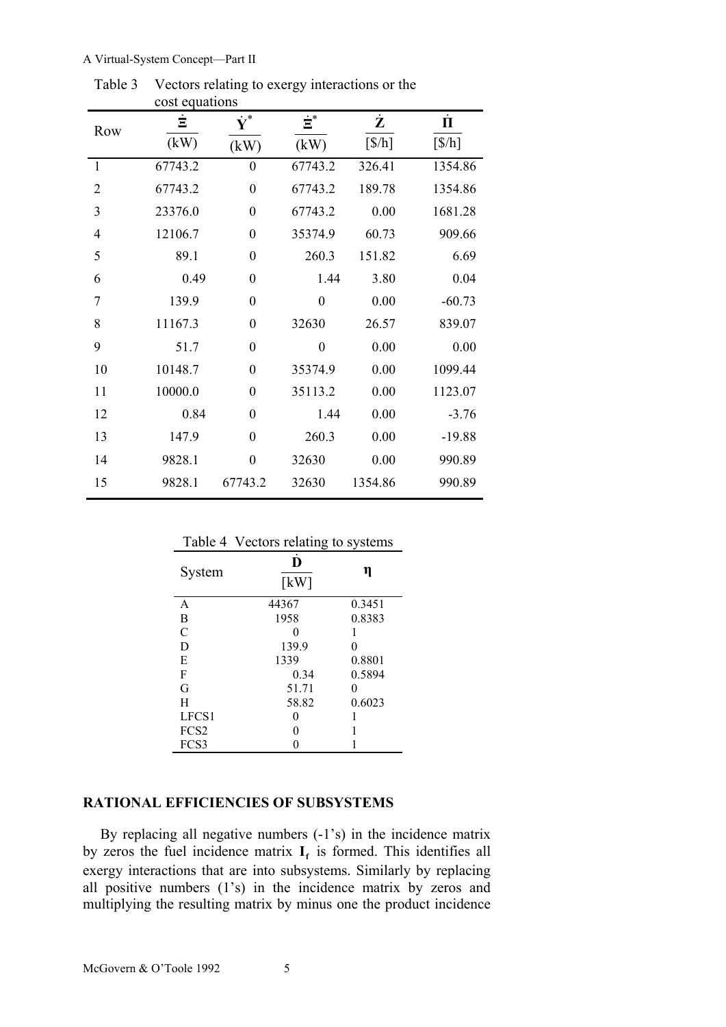Table 3 Vectors relating to exergy interactions or the cost equations

| Row | $\dot{\Xi}$ (kW) | $\dot{\mathbf{Y}}^*$ (kW) | $\dot{\Xi}^*$ (kW) | $\dot{\mathbf{Z}}$ [$/h] | $\dot{\Pi}$ [$/h] |
|---|---|---|---|---|---|
| 1 | 67743.2 | 0 | 67743.2 | 326.41 | 1354.86 |
| 2 | 67743.2 | 0 | 67743.2 | 189.78 | 1354.86 |
| 3 | 23376.0 | 0 | 67743.2 | 0.00 | 1681.28 |
| 4 | 12106.7 | 0 | 35374.9 | 60.73 | 909.66 |
| 5 | 89.1 | 0 | 260.3 | 151.82 | 6.69 |
| 6 | 0.49 | 0 | 1.44 | 3.80 | 0.04 |
| 7 | 139.9 | 0 | 0 | 0.00 | -60.73 |
| 8 | 11167.3 | 0 | 32630 | 26.57 | 839.07 |
| 9 | 51.7 | 0 | 0 | 0.00 | 0.00 |
| 10 | 10148.7 | 0 | 35374.9 | 0.00 | 1099.44 |
| 11 | 10000.0 | 0 | 35113.2 | 0.00 | 1123.07 |
| 12 | 0.84 | 0 | 1.44 | 0.00 | -3.76 |
| 13 | 147.9 | 0 | 260.3 | 0.00 | -19.88 |
| 14 | 9828.1 | 0 | 32630 | 0.00 | 990.89 |
| 15 | 9828.1 | 67743.2 | 32630 | 1354.86 | 990.89 |

Table 4 Vectors relating to systems

| System | $\dot{\mathbf{D}}$ [kW] | $\boldsymbol{\eta}$ |
|---|---|---|
| A | 44367 | 0.3451 |
| B | 1958 | 0.8383 |
| C | 0 | 1 |
| D | 139.9 | 0 |
| E | 1339 | 0.8801 |
| F | 0.34 | 0.5894 |
| G | 51.71 | 0 |
| H | 58.82 | 0.6023 |
| LFCS1 | 0 | 1 |
| FCS2 | 0 | 1 |
| FCS3 | 0 | 1 |

## RATIONAL EFFICIENCIES OF SUBSYSTEMS

By replacing all negative numbers (-1's) in the incidence matrix by zeros the fuel incidence matrix $\mathbf{I}_f$ is formed. This identifies all exergy interactions that are into subsystems. Similarly by replacing all positive numbers (1's) in the incidence matrix by zeros and multiplying the resulting matrix by minus one the product incidence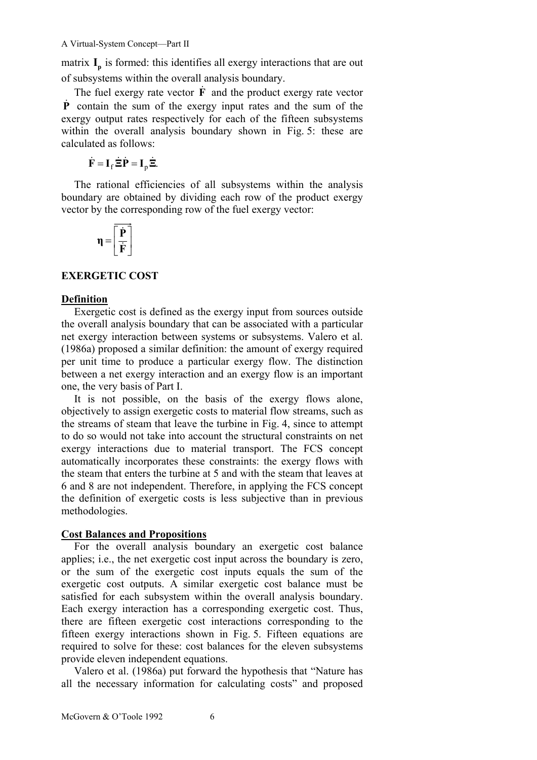matrix $\mathbf{I}_\mathbf{p}$ is formed: this identifies all exergy interactions that are out of subsystems within the overall analysis boundary.

The fuel exergy rate vector $\dot{\mathbf{F}}$ and the product exergy rate vector $\dot{\mathbf{P}}$ contain the sum of the exergy input rates and the sum of the exergy output rates respectively for each of the fifteen subsystems within the overall analysis boundary shown in Fig. 5: these are calculated as follows:

$$\dot{\mathbf{F}} = \mathbf{I}_\mathrm{f}\,\dot{\boldsymbol{\Xi}}\quad \dot{\mathbf{P}} = \mathbf{I}_\mathrm{p}\,\dot{\boldsymbol{\Xi}}.$$

The rational efficiencies of all subsystems within the analysis boundary are obtained by dividing each row of the product exergy vector by the corresponding row of the fuel exergy vector:

$$\boldsymbol{\eta} = \overrightarrow{\left[\frac{\dot{\mathbf{P}}}{\dot{\mathbf{F}}}\right]}$$

## EXERGETIC COST

### Definition

Exergetic cost is defined as the exergy input from sources outside the overall analysis boundary that can be associated with a particular net exergy interaction between systems or subsystems. Valero et al. (1986a) proposed a similar definition: the amount of exergy required per unit time to produce a particular exergy flow. The distinction between a net exergy interaction and an exergy flow is an important one, the very basis of Part I.

It is not possible, on the basis of the exergy flows alone, objectively to assign exergetic costs to material flow streams, such as the streams of steam that leave the turbine in Fig. 4, since to attempt to do so would not take into account the structural constraints on net exergy interactions due to material transport. The FCS concept automatically incorporates these constraints: the exergy flows with the steam that enters the turbine at 5 and with the steam that leaves at 6 and 8 are not independent. Therefore, in applying the FCS concept the definition of exergetic costs is less subjective than in previous methodologies.

### Cost Balances and Propositions

For the overall analysis boundary an exergetic cost balance applies; i.e., the net exergetic cost input across the boundary is zero, or the sum of the exergetic cost inputs equals the sum of the exergetic cost outputs. A similar exergetic cost balance must be satisfied for each subsystem within the overall analysis boundary. Each exergy interaction has a corresponding exergetic cost. Thus, there are fifteen exergetic cost interactions corresponding to the fifteen exergy interactions shown in Fig. 5. Fifteen equations are required to solve for these: cost balances for the eleven subsystems provide eleven independent equations.

Valero et al. (1986a) put forward the hypothesis that "Nature has all the necessary information for calculating costs" and proposed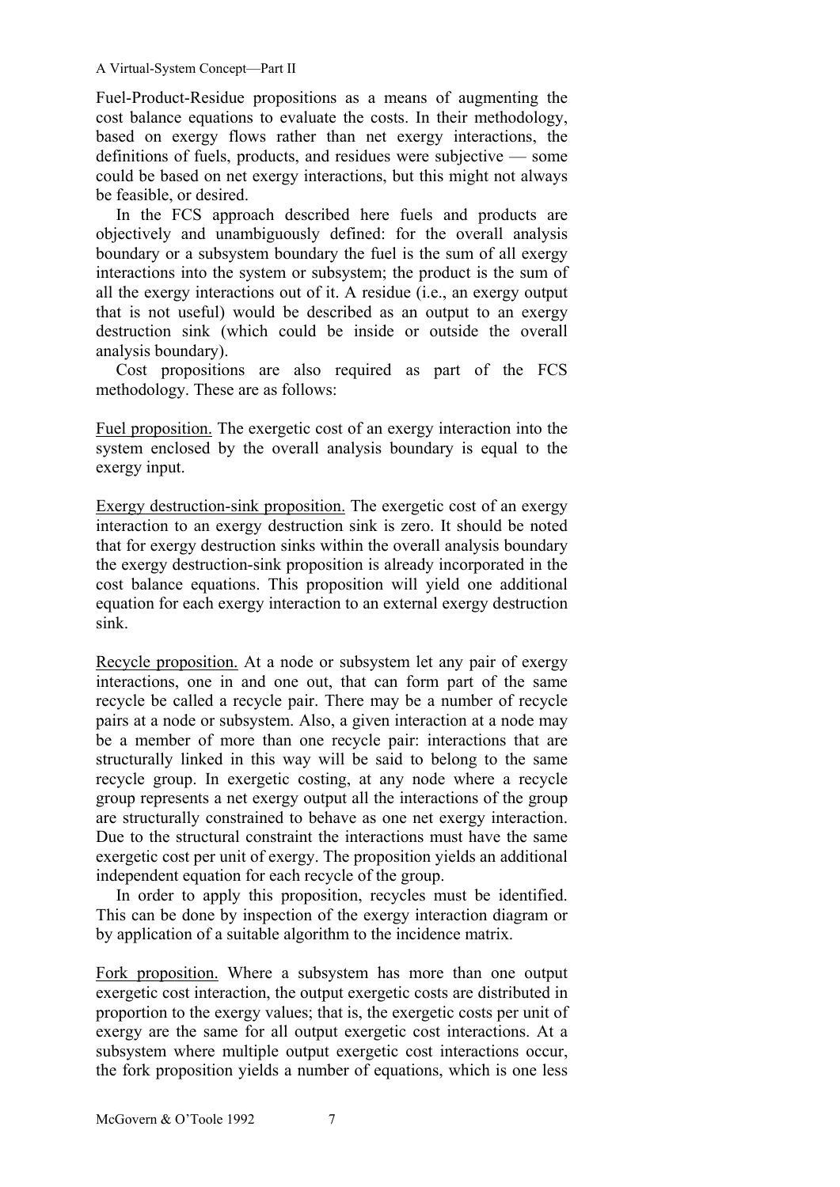Fuel-Product-Residue propositions as a means of augmenting the cost balance equations to evaluate the costs. In their methodology, based on exergy flows rather than net exergy interactions, the definitions of fuels, products, and residues were subjective — some could be based on net exergy interactions, but this might not always be feasible, or desired.

In the FCS approach described here fuels and products are objectively and unambiguously defined: for the overall analysis boundary or a subsystem boundary the fuel is the sum of all exergy interactions into the system or subsystem; the product is the sum of all the exergy interactions out of it. A residue (i.e., an exergy output that is not useful) would be described as an output to an exergy destruction sink (which could be inside or outside the overall analysis boundary).

Cost propositions are also required as part of the FCS methodology. These are as follows:

Fuel proposition. The exergetic cost of an exergy interaction into the system enclosed by the overall analysis boundary is equal to the exergy input.

Exergy destruction-sink proposition. The exergetic cost of an exergy interaction to an exergy destruction sink is zero. It should be noted that for exergy destruction sinks within the overall analysis boundary the exergy destruction-sink proposition is already incorporated in the cost balance equations. This proposition will yield one additional equation for each exergy interaction to an external exergy destruction sink.

Recycle proposition. At a node or subsystem let any pair of exergy interactions, one in and one out, that can form part of the same recycle be called a recycle pair. There may be a number of recycle pairs at a node or subsystem. Also, a given interaction at a node may be a member of more than one recycle pair: interactions that are structurally linked in this way will be said to belong to the same recycle group. In exergetic costing, at any node where a recycle group represents a net exergy output all the interactions of the group are structurally constrained to behave as one net exergy interaction. Due to the structural constraint the interactions must have the same exergetic cost per unit of exergy. The proposition yields an additional independent equation for each recycle of the group.

In order to apply this proposition, recycles must be identified. This can be done by inspection of the exergy interaction diagram or by application of a suitable algorithm to the incidence matrix.

Fork proposition. Where a subsystem has more than one output exergetic cost interaction, the output exergetic costs are distributed in proportion to the exergy values; that is, the exergetic costs per unit of exergy are the same for all output exergetic cost interactions. At a subsystem where multiple output exergetic cost interactions occur, the fork proposition yields a number of equations, which is one less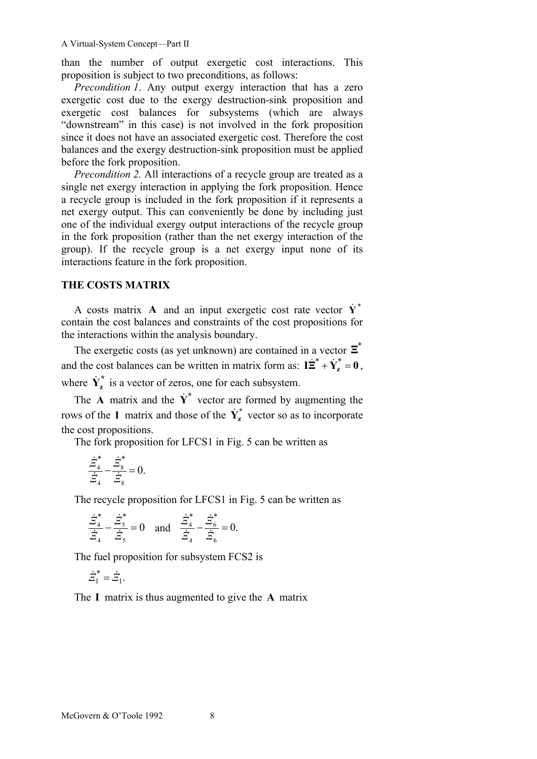than the number of output exergetic cost interactions. This proposition is subject to two preconditions, as follows:

*Precondition 1*. Any output exergy interaction that has a zero exergetic cost due to the exergy destruction-sink proposition and exergetic cost balances for subsystems (which are always "downstream" in this case) is not involved in the fork proposition since it does not have an associated exergetic cost. Therefore the cost balances and the exergy destruction-sink proposition must be applied before the fork proposition.

*Precondition 2.* All interactions of a recycle group are treated as a single net exergy interaction in applying the fork proposition. Hence a recycle group is included in the fork proposition if it represents a net exergy output. This can conveniently be done by including just one of the individual exergy output interactions of the recycle group in the fork proposition (rather than the net exergy interaction of the group). If the recycle group is a net exergy input none of its interactions feature in the fork proposition.

## THE COSTS MATRIX

A costs matrix $\mathbf{A}$ and an input exergetic cost rate vector $\dot{\mathbf{Y}}^*$ contain the cost balances and constraints of the cost propositions for the interactions within the analysis boundary.

The exergetic costs (as yet unknown) are contained in a vector $\dot{\mathbf{\Xi}}^*$ and the cost balances can be written in matrix form as: $\mathbf{I}\dot{\mathbf{\Xi}}^* + \dot{\mathbf{Y}}_{\mathbf{z}}^* = \mathbf{0}$, where $\dot{\mathbf{Y}}_{\mathbf{z}}^*$ is a vector of zeros, one for each subsystem.

The $\mathbf{A}$ matrix and the $\dot{\mathbf{Y}}^*$ vector are formed by augmenting the rows of the $\mathbf{I}$ matrix and those of the $\dot{\mathbf{Y}}_{\mathbf{z}}^*$ vector so as to incorporate the cost propositions.

The fork proposition for LFCS1 in Fig. 5 can be written as

$$\frac{\dot{\Xi}_4^*}{\dot{\Xi}_4} - \frac{\dot{\Xi}_8^*}{\dot{\Xi}_8} = 0.$$

The recycle proposition for LFCS1 in Fig. 5 can be written as

$$\frac{\dot{\Xi}_4^*}{\dot{\Xi}_4} - \frac{\dot{\Xi}_5^*}{\dot{\Xi}_5} = 0 \quad \text{and} \quad \frac{\dot{\Xi}_4^*}{\dot{\Xi}_4} - \frac{\dot{\Xi}_6^*}{\dot{\Xi}_6} = 0.$$

The fuel proposition for subsystem FCS2 is

$$\dot{\Xi}_1^* = \dot{\Xi}_1.$$

The $\mathbf{I}$ matrix is thus augmented to give the $\mathbf{A}$ matrix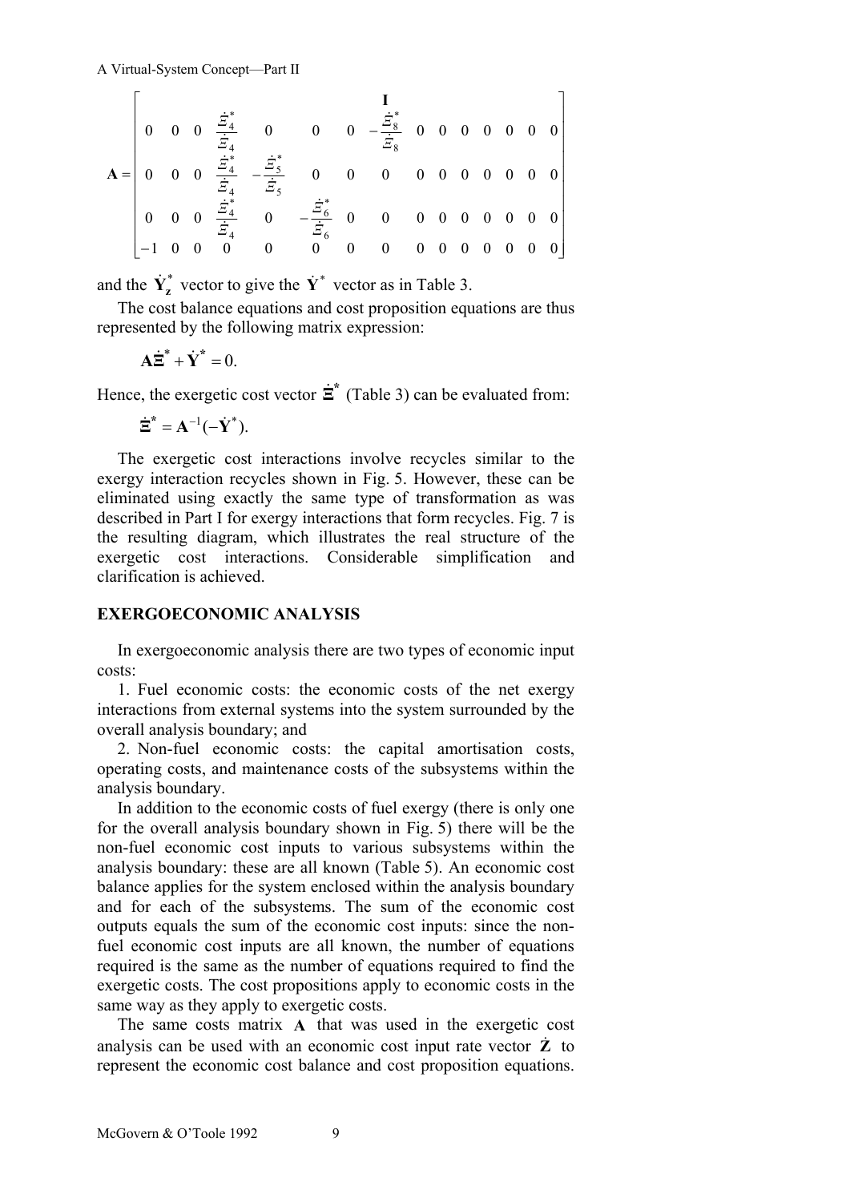$$
\mathbf{A} = \begin{bmatrix} & & & & & & \mathbf{I} & & & & & & & \\ 0 & 0 & 0 & \frac{\dot{\Xi}_4^*}{\dot{\Xi}_4} & 0 & 0 & 0 & -\frac{\dot{\Xi}_8^*}{\dot{\Xi}_8} & 0 & 0 & 0 & 0 & 0 & 0 & 0 \\ 0 & 0 & 0 & \frac{\dot{\Xi}_4^*}{\dot{\Xi}_4} & -\frac{\dot{\Xi}_5^*}{\dot{\Xi}_5} & 0 & 0 & 0 & 0 & 0 & 0 & 0 & 0 & 0 & 0 \\ 0 & 0 & 0 & \frac{\dot{\Xi}_4^*}{\dot{\Xi}_4} & 0 & -\frac{\dot{\Xi}_6^*}{\dot{\Xi}_6} & 0 & 0 & 0 & 0 & 0 & 0 & 0 & 0 & 0 \\ -1 & 0 & 0 & 0 & 0 & 0 & 0 & 0 & 0 & 0 & 0 & 0 & 0 & 0 & 0 \end{bmatrix}
$$

and the $\dot{\mathbf{Y}}_{\mathbf{z}}^*$ vector to give the $\dot{\mathbf{Y}}^*$ vector as in Table 3.

The cost balance equations and cost proposition equations are thus represented by the following matrix expression:

$$
\mathbf{A}\dot{\mathbf{\Xi}}^* + \dot{\mathbf{Y}}^* = 0.
$$

Hence, the exergetic cost vector $\dot{\mathbf{\Xi}}^*$ (Table 3) can be evaluated from:

$$
\dot{\mathbf{\Xi}}^* = \mathbf{A}^{-1}(-\dot{\mathbf{Y}}^*).
$$

The exergetic cost interactions involve recycles similar to the exergy interaction recycles shown in Fig. 5. However, these can be eliminated using exactly the same type of transformation as was described in Part I for exergy interactions that form recycles. Fig. 7 is the resulting diagram, which illustrates the real structure of the exergetic cost interactions. Considerable simplification and clarification is achieved.

## EXERGOECONOMIC ANALYSIS

In exergoeconomic analysis there are two types of economic input costs:

1. Fuel economic costs: the economic costs of the net exergy interactions from external systems into the system surrounded by the overall analysis boundary; and

2. Non-fuel economic costs: the capital amortisation costs, operating costs, and maintenance costs of the subsystems within the analysis boundary.

In addition to the economic costs of fuel exergy (there is only one for the overall analysis boundary shown in Fig. 5) there will be the non-fuel economic cost inputs to various subsystems within the analysis boundary: these are all known (Table 5). An economic cost balance applies for the system enclosed within the analysis boundary and for each of the subsystems. The sum of the economic cost outputs equals the sum of the economic cost inputs: since the non-fuel economic cost inputs are all known, the number of equations required is the same as the number of equations required to find the exergetic costs. The cost propositions apply to economic costs in the same way as they apply to exergetic costs.

The same costs matrix $\mathbf{A}$ that was used in the exergetic cost analysis can be used with an economic cost input rate vector $\dot{\mathbf{Z}}$ to represent the economic cost balance and cost proposition equations.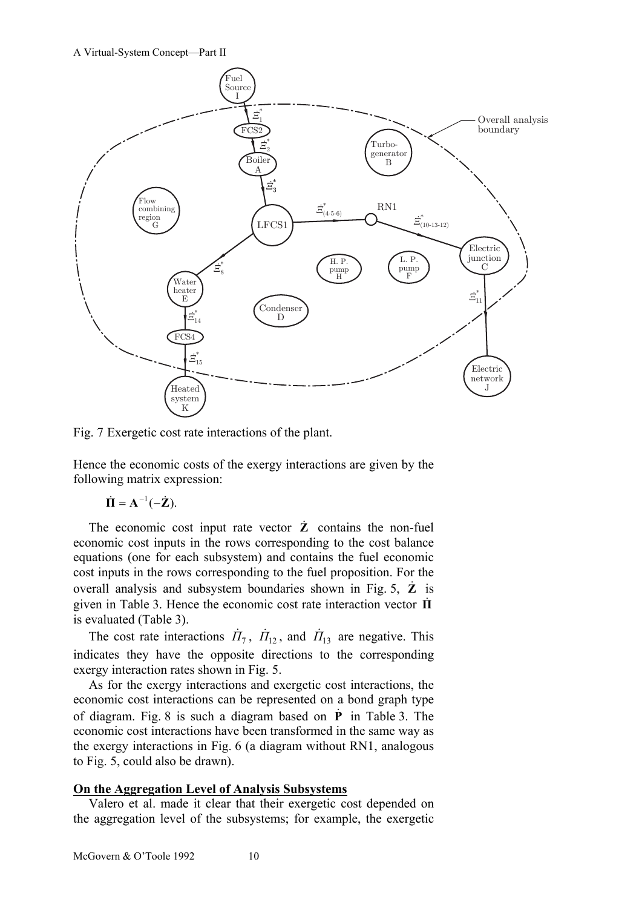Fig. 7 Exergetic cost rate interactions of the plant.

Hence the economic costs of the exergy interactions are given by the following matrix expression:

$$\dot{\mathbf{\Pi}} = \mathbf{A}^{-1}(-\dot{\mathbf{Z}}).$$

The economic cost input rate vector $\dot{\mathbf{Z}}$ contains the non-fuel economic cost inputs in the rows corresponding to the cost balance equations (one for each subsystem) and contains the fuel economic cost inputs in the rows corresponding to the fuel proposition. For the overall analysis and subsystem boundaries shown in Fig. 5, $\dot{\mathbf{Z}}$ is given in Table 3. Hence the economic cost rate interaction vector $\dot{\mathbf{\Pi}}$ is evaluated (Table 3).

The cost rate interactions $\dot{\Pi}_7$, $\dot{\Pi}_{12}$, and $\dot{\Pi}_{13}$ are negative. This indicates they have the opposite directions to the corresponding exergy interaction rates shown in Fig. 5.

As for the exergy interactions and exergetic cost interactions, the economic cost interactions can be represented on a bond graph type of diagram. Fig. 8 is such a diagram based on $\dot{\mathbf{P}}$ in Table 3. The economic cost interactions have been transformed in the same way as the exergy interactions in Fig. 6 (a diagram without RN1, analogous to Fig. 5, could also be drawn).

**On the Aggregation Level of Analysis Subsystems**

Valero et al. made it clear that their exergetic cost depended on the aggregation level of the subsystems; for example, the exergetic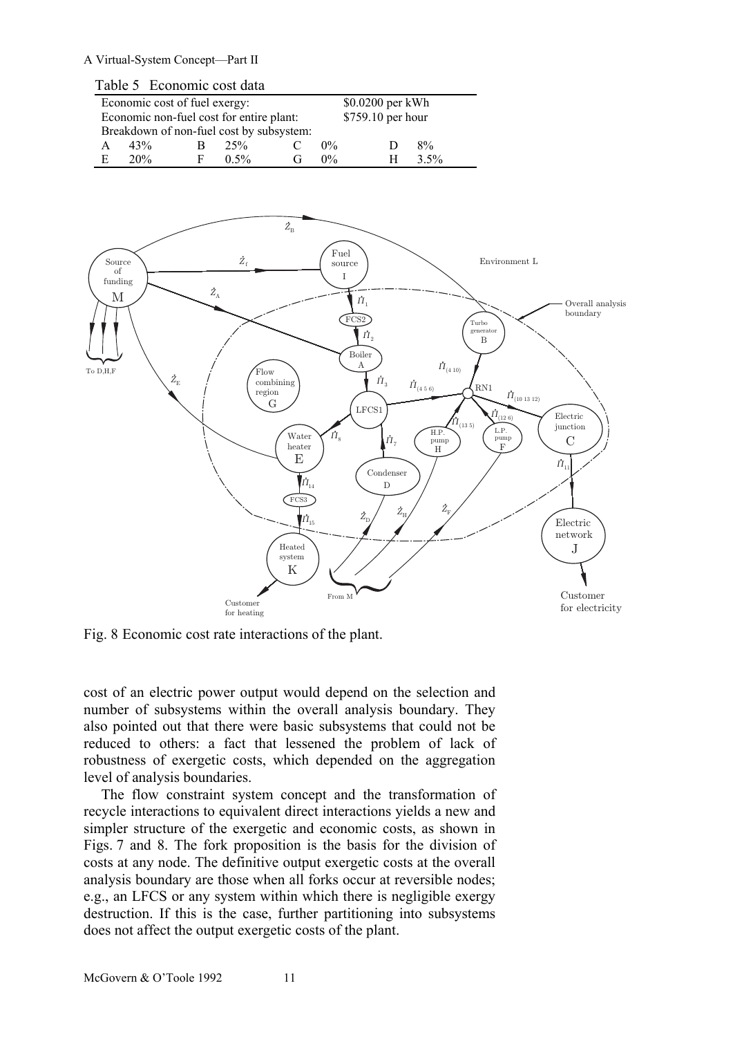Table 5 Economic cost data

| Economic cost of fuel exergy: | | | | | | | $0.0200 per kWh |
|---|---|---|---|---|---|---|---|
| Economic non-fuel cost for entire plant: | | | | | | | $759.10 per hour |
| Breakdown of non-fuel cost by subsystem: | | | | | | | |
| A | 43% | B | 25% | C | 0% | D | 8% |
| E | 20% | F | 0.5% | G | 0% | H | 3.5% |

Fig. 8 Economic cost rate interactions of the plant.

cost of an electric power output would depend on the selection and number of subsystems within the overall analysis boundary. They also pointed out that there were basic subsystems that could not be reduced to others: a fact that lessened the problem of lack of robustness of exergetic costs, which depended on the aggregation level of analysis boundaries.

The flow constraint system concept and the transformation of recycle interactions to equivalent direct interactions yields a new and simpler structure of the exergetic and economic costs, as shown in Figs. 7 and 8. The fork proposition is the basis for the division of costs at any node. The definitive output exergetic costs at the overall analysis boundary are those when all forks occur at reversible nodes; e.g., an LFCS or any system within which there is negligible exergy destruction. If this is the case, further partitioning into subsystems does not affect the output exergetic costs of the plant.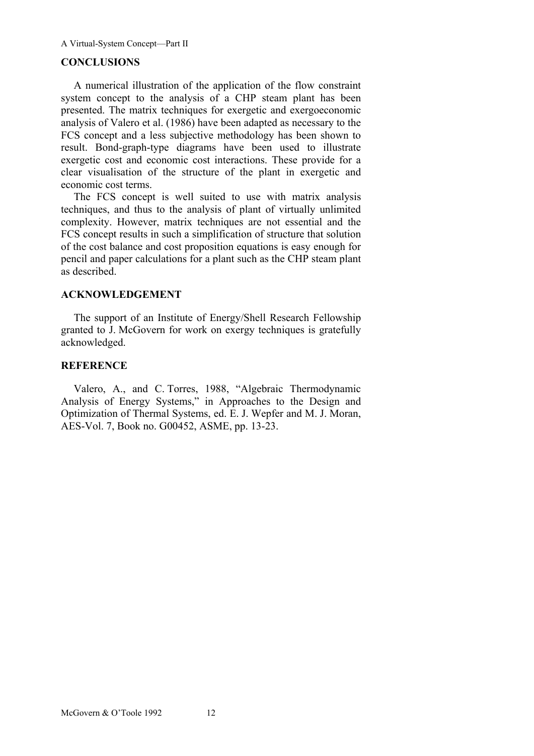## CONCLUSIONS

A numerical illustration of the application of the flow constraint system concept to the analysis of a CHP steam plant has been presented. The matrix techniques for exergetic and exergoeconomic analysis of Valero et al. (1986) have been adapted as necessary to the FCS concept and a less subjective methodology has been shown to result. Bond-graph-type diagrams have been used to illustrate exergetic cost and economic cost interactions. These provide for a clear visualisation of the structure of the plant in exergetic and economic cost terms.

The FCS concept is well suited to use with matrix analysis techniques, and thus to the analysis of plant of virtually unlimited complexity. However, matrix techniques are not essential and the FCS concept results in such a simplification of structure that solution of the cost balance and cost proposition equations is easy enough for pencil and paper calculations for a plant such as the CHP steam plant as described.

## ACKNOWLEDGEMENT

The support of an Institute of Energy/Shell Research Fellowship granted to J. McGovern for work on exergy techniques is gratefully acknowledged.

## REFERENCE

Valero, A., and C. Torres, 1988, "Algebraic Thermodynamic Analysis of Energy Systems," in Approaches to the Design and Optimization of Thermal Systems, ed. E. J. Wepfer and M. J. Moran, AES-Vol. 7, Book no. G00452, ASME, pp. 13-23.